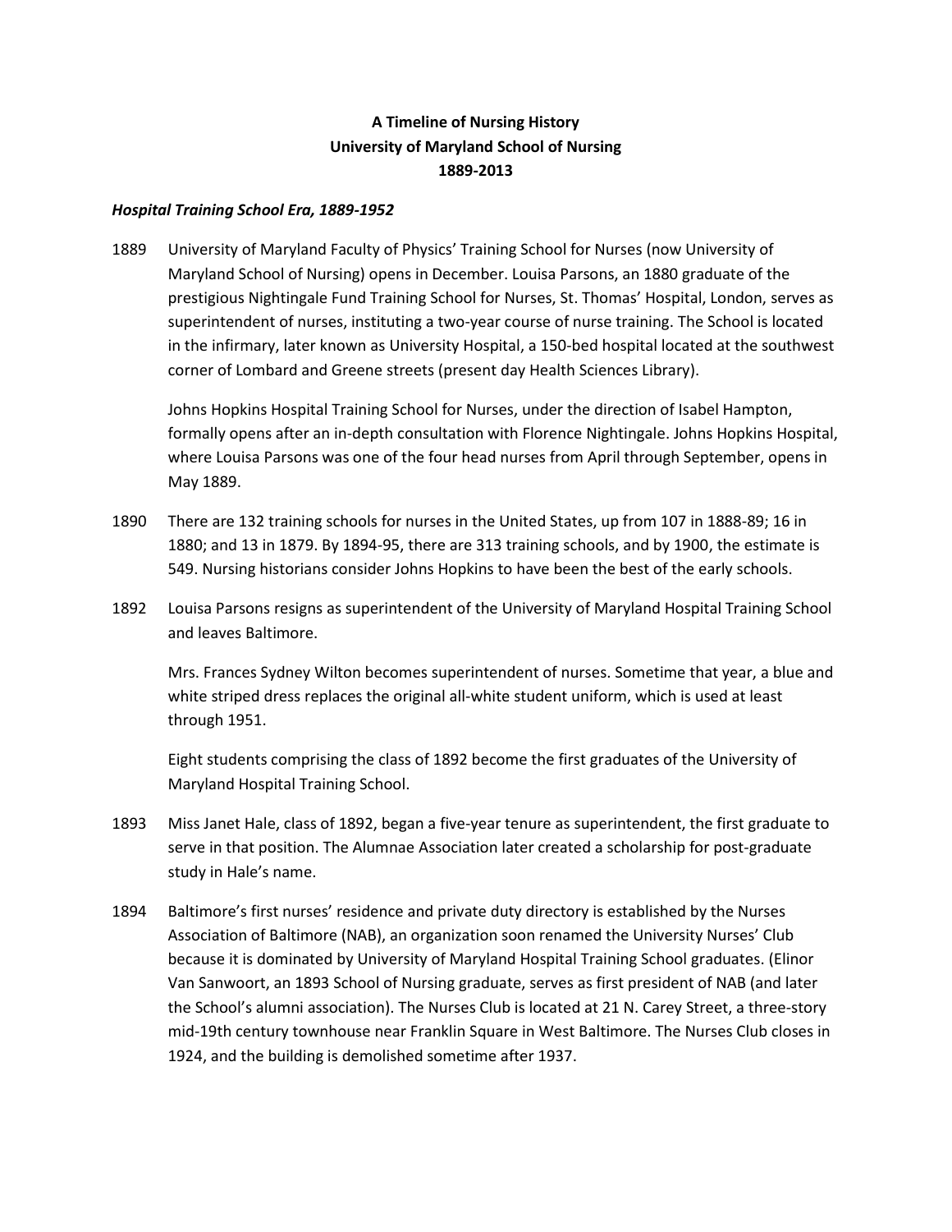# A Timeline of Nursing History
# University of Maryland School of Nursing
# 1889-2013

### *Hospital Training School Era, 1889-1952*

1889 University of Maryland Faculty of Physics' Training School for Nurses (now University of Maryland School of Nursing) opens in December. Louisa Parsons, an 1880 graduate of the prestigious Nightingale Fund Training School for Nurses, St. Thomas' Hospital, London, serves as superintendent of nurses, instituting a two-year course of nurse training. The School is located in the infirmary, later known as University Hospital, a 150-bed hospital located at the southwest corner of Lombard and Greene streets (present day Health Sciences Library).

Johns Hopkins Hospital Training School for Nurses, under the direction of Isabel Hampton, formally opens after an in-depth consultation with Florence Nightingale. Johns Hopkins Hospital, where Louisa Parsons was one of the four head nurses from April through September, opens in May 1889.

1890 There are 132 training schools for nurses in the United States, up from 107 in 1888-89; 16 in 1880; and 13 in 1879. By 1894-95, there are 313 training schools, and by 1900, the estimate is 549. Nursing historians consider Johns Hopkins to have been the best of the early schools.

1892 Louisa Parsons resigns as superintendent of the University of Maryland Hospital Training School and leaves Baltimore.

Mrs. Frances Sydney Wilton becomes superintendent of nurses. Sometime that year, a blue and white striped dress replaces the original all-white student uniform, which is used at least through 1951.

Eight students comprising the class of 1892 become the first graduates of the University of Maryland Hospital Training School.

1893 Miss Janet Hale, class of 1892, began a five-year tenure as superintendent, the first graduate to serve in that position. The Alumnae Association later created a scholarship for post-graduate study in Hale's name.

1894 Baltimore's first nurses' residence and private duty directory is established by the Nurses Association of Baltimore (NAB), an organization soon renamed the University Nurses' Club because it is dominated by University of Maryland Hospital Training School graduates. (Elinor Van Sanwoort, an 1893 School of Nursing graduate, serves as first president of NAB (and later the School's alumni association). The Nurses Club is located at 21 N. Carey Street, a three-story mid-19th century townhouse near Franklin Square in West Baltimore. The Nurses Club closes in 1924, and the building is demolished sometime after 1937.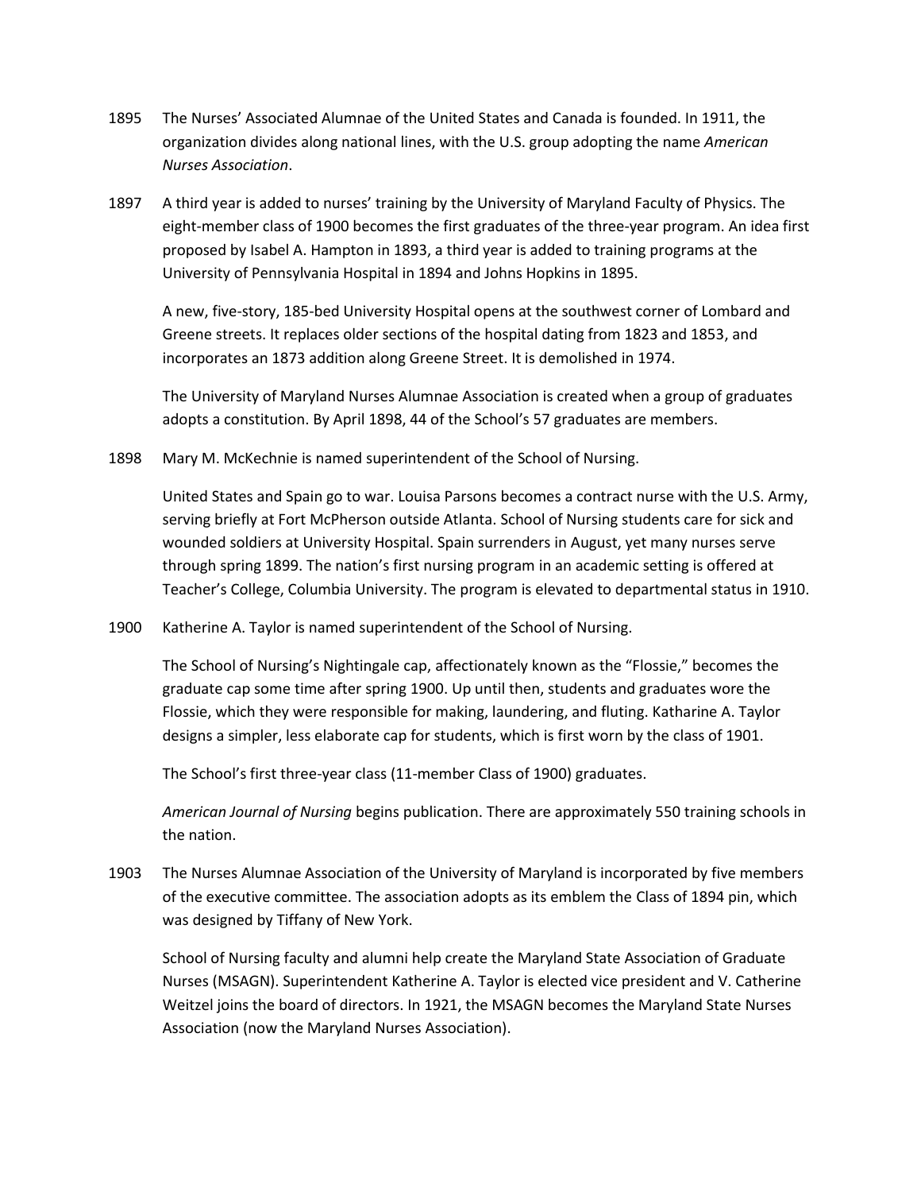1895 The Nurses' Associated Alumnae of the United States and Canada is founded. In 1911, the organization divides along national lines, with the U.S. group adopting the name *American Nurses Association*.

1897 A third year is added to nurses' training by the University of Maryland Faculty of Physics. The eight-member class of 1900 becomes the first graduates of the three-year program. An idea first proposed by Isabel A. Hampton in 1893, a third year is added to training programs at the University of Pennsylvania Hospital in 1894 and Johns Hopkins in 1895.

A new, five-story, 185-bed University Hospital opens at the southwest corner of Lombard and Greene streets. It replaces older sections of the hospital dating from 1823 and 1853, and incorporates an 1873 addition along Greene Street. It is demolished in 1974.

The University of Maryland Nurses Alumnae Association is created when a group of graduates adopts a constitution. By April 1898, 44 of the School's 57 graduates are members.

1898 Mary M. McKechnie is named superintendent of the School of Nursing.

United States and Spain go to war. Louisa Parsons becomes a contract nurse with the U.S. Army, serving briefly at Fort McPherson outside Atlanta. School of Nursing students care for sick and wounded soldiers at University Hospital. Spain surrenders in August, yet many nurses serve through spring 1899. The nation's first nursing program in an academic setting is offered at Teacher's College, Columbia University. The program is elevated to departmental status in 1910.

1900 Katherine A. Taylor is named superintendent of the School of Nursing.

The School of Nursing's Nightingale cap, affectionately known as the "Flossie," becomes the graduate cap some time after spring 1900. Up until then, students and graduates wore the Flossie, which they were responsible for making, laundering, and fluting. Katharine A. Taylor designs a simpler, less elaborate cap for students, which is first worn by the class of 1901.

The School's first three-year class (11-member Class of 1900) graduates.

*American Journal of Nursing* begins publication. There are approximately 550 training schools in the nation.

1903 The Nurses Alumnae Association of the University of Maryland is incorporated by five members of the executive committee. The association adopts as its emblem the Class of 1894 pin, which was designed by Tiffany of New York.

School of Nursing faculty and alumni help create the Maryland State Association of Graduate Nurses (MSAGN). Superintendent Katherine A. Taylor is elected vice president and V. Catherine Weitzel joins the board of directors. In 1921, the MSAGN becomes the Maryland State Nurses Association (now the Maryland Nurses Association).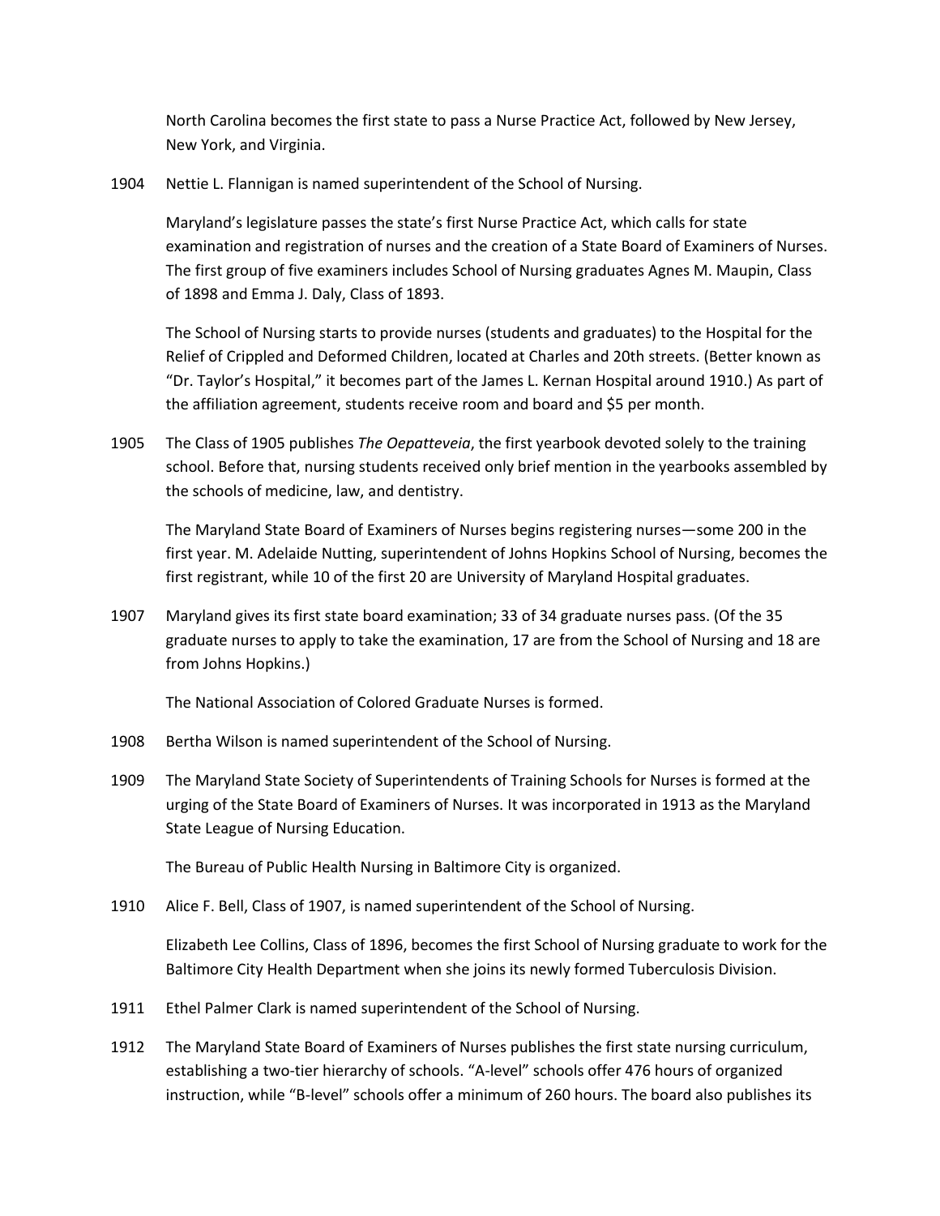North Carolina becomes the first state to pass a Nurse Practice Act, followed by New Jersey, New York, and Virginia.

1904 Nettie L. Flannigan is named superintendent of the School of Nursing.

Maryland's legislature passes the state's first Nurse Practice Act, which calls for state examination and registration of nurses and the creation of a State Board of Examiners of Nurses. The first group of five examiners includes School of Nursing graduates Agnes M. Maupin, Class of 1898 and Emma J. Daly, Class of 1893.

The School of Nursing starts to provide nurses (students and graduates) to the Hospital for the Relief of Crippled and Deformed Children, located at Charles and 20th streets. (Better known as "Dr. Taylor's Hospital," it becomes part of the James L. Kernan Hospital around 1910.) As part of the affiliation agreement, students receive room and board and $5 per month.

1905 The Class of 1905 publishes *The Oepatteveia*, the first yearbook devoted solely to the training school. Before that, nursing students received only brief mention in the yearbooks assembled by the schools of medicine, law, and dentistry.

The Maryland State Board of Examiners of Nurses begins registering nurses—some 200 in the first year. M. Adelaide Nutting, superintendent of Johns Hopkins School of Nursing, becomes the first registrant, while 10 of the first 20 are University of Maryland Hospital graduates.

1907 Maryland gives its first state board examination; 33 of 34 graduate nurses pass. (Of the 35 graduate nurses to apply to take the examination, 17 are from the School of Nursing and 18 are from Johns Hopkins.)

The National Association of Colored Graduate Nurses is formed.

1908 Bertha Wilson is named superintendent of the School of Nursing.

1909 The Maryland State Society of Superintendents of Training Schools for Nurses is formed at the urging of the State Board of Examiners of Nurses. It was incorporated in 1913 as the Maryland State League of Nursing Education.

The Bureau of Public Health Nursing in Baltimore City is organized.

1910 Alice F. Bell, Class of 1907, is named superintendent of the School of Nursing.

Elizabeth Lee Collins, Class of 1896, becomes the first School of Nursing graduate to work for the Baltimore City Health Department when she joins its newly formed Tuberculosis Division.

1911 Ethel Palmer Clark is named superintendent of the School of Nursing.

1912 The Maryland State Board of Examiners of Nurses publishes the first state nursing curriculum, establishing a two-tier hierarchy of schools. "A-level" schools offer 476 hours of organized instruction, while "B-level" schools offer a minimum of 260 hours. The board also publishes its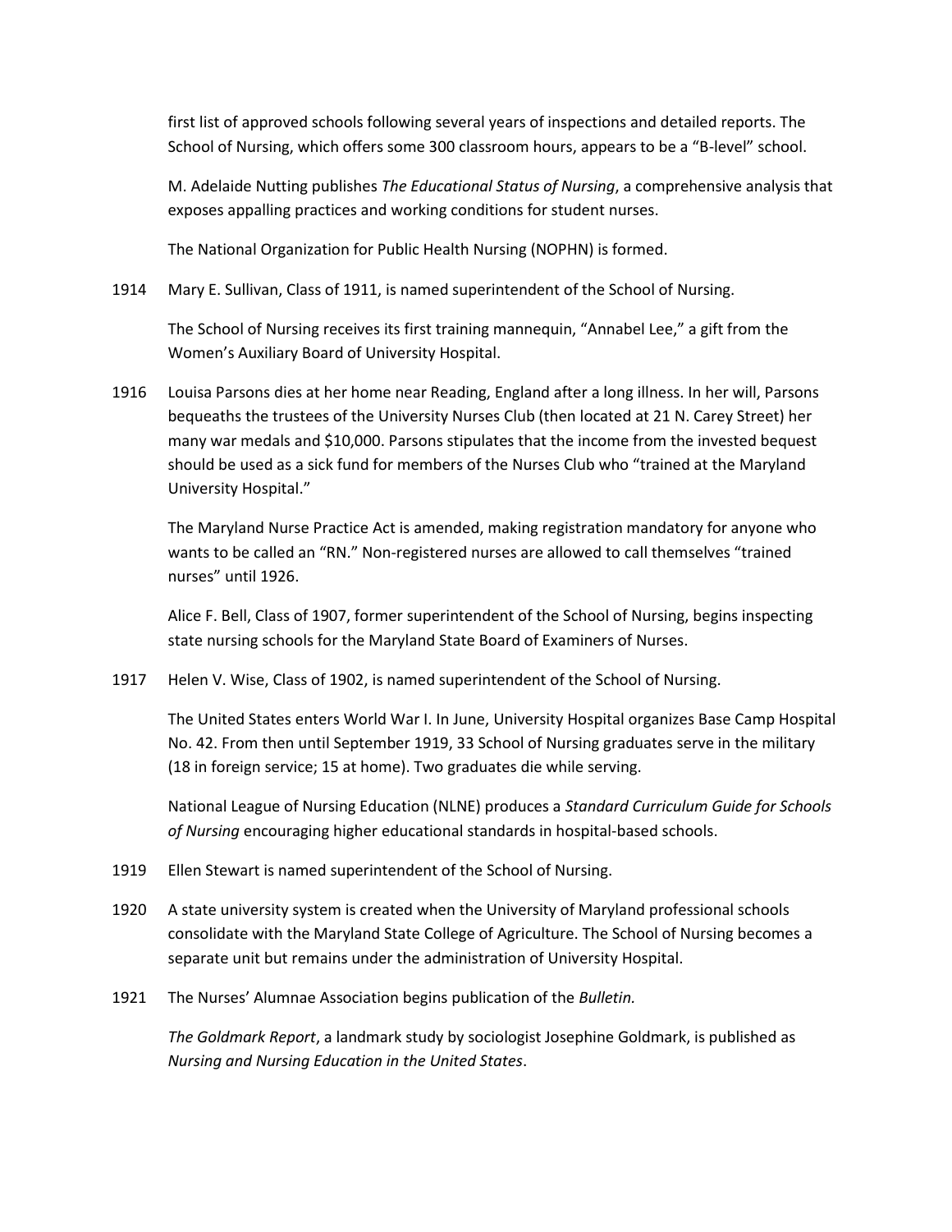first list of approved schools following several years of inspections and detailed reports. The School of Nursing, which offers some 300 classroom hours, appears to be a "B-level" school.

M. Adelaide Nutting publishes *The Educational Status of Nursing*, a comprehensive analysis that exposes appalling practices and working conditions for student nurses.

The National Organization for Public Health Nursing (NOPHN) is formed.

1914 Mary E. Sullivan, Class of 1911, is named superintendent of the School of Nursing.

The School of Nursing receives its first training mannequin, "Annabel Lee," a gift from the Women's Auxiliary Board of University Hospital.

1916 Louisa Parsons dies at her home near Reading, England after a long illness. In her will, Parsons bequeaths the trustees of the University Nurses Club (then located at 21 N. Carey Street) her many war medals and $10,000. Parsons stipulates that the income from the invested bequest should be used as a sick fund for members of the Nurses Club who "trained at the Maryland University Hospital."

The Maryland Nurse Practice Act is amended, making registration mandatory for anyone who wants to be called an "RN." Non-registered nurses are allowed to call themselves "trained nurses" until 1926.

Alice F. Bell, Class of 1907, former superintendent of the School of Nursing, begins inspecting state nursing schools for the Maryland State Board of Examiners of Nurses.

1917 Helen V. Wise, Class of 1902, is named superintendent of the School of Nursing.

The United States enters World War I. In June, University Hospital organizes Base Camp Hospital No. 42. From then until September 1919, 33 School of Nursing graduates serve in the military (18 in foreign service; 15 at home). Two graduates die while serving.

National League of Nursing Education (NLNE) produces a *Standard Curriculum Guide for Schools of Nursing* encouraging higher educational standards in hospital-based schools.

1919 Ellen Stewart is named superintendent of the School of Nursing.

1920 A state university system is created when the University of Maryland professional schools consolidate with the Maryland State College of Agriculture. The School of Nursing becomes a separate unit but remains under the administration of University Hospital.

1921 The Nurses' Alumnae Association begins publication of the *Bulletin.*

*The Goldmark Report*, a landmark study by sociologist Josephine Goldmark, is published as *Nursing and Nursing Education in the United States*.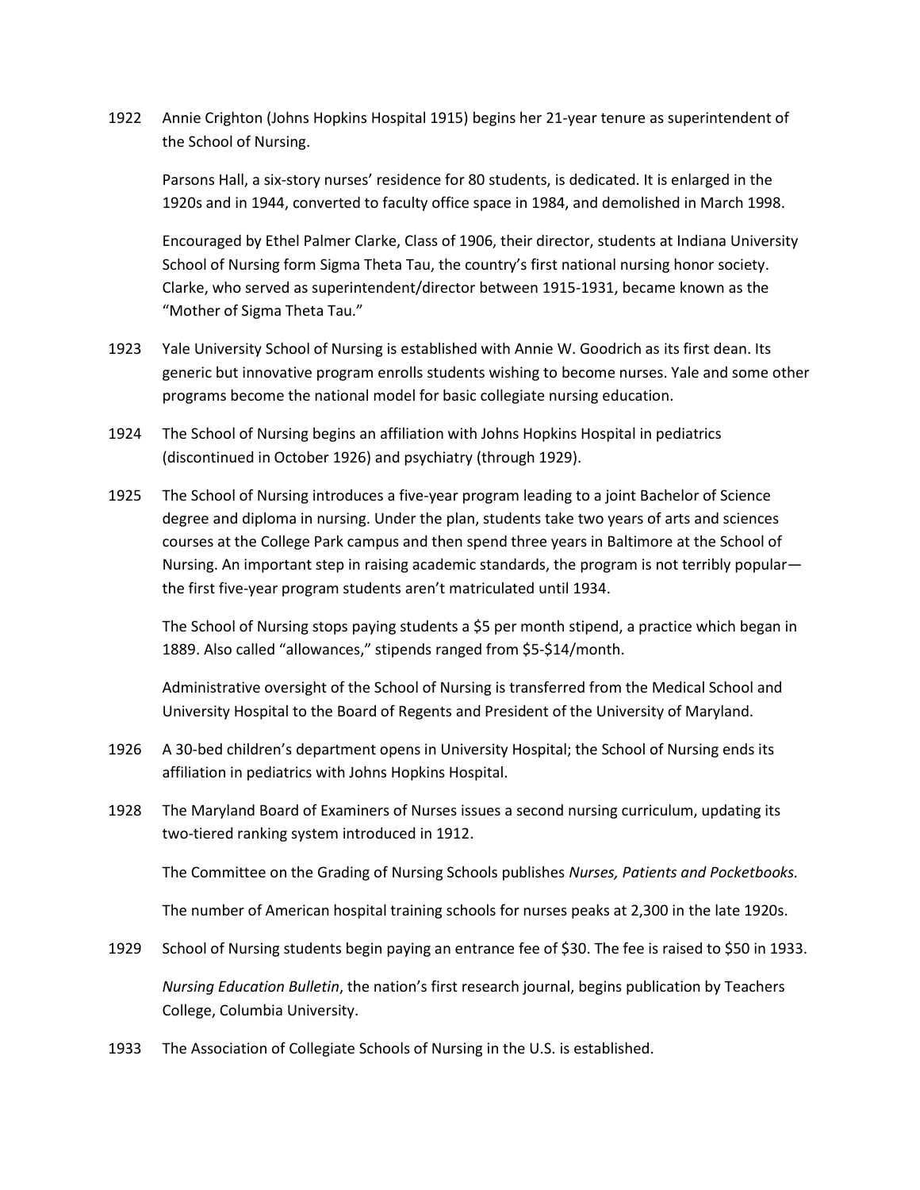1922 Annie Crighton (Johns Hopkins Hospital 1915) begins her 21-year tenure as superintendent of the School of Nursing.

Parsons Hall, a six-story nurses' residence for 80 students, is dedicated. It is enlarged in the 1920s and in 1944, converted to faculty office space in 1984, and demolished in March 1998.

Encouraged by Ethel Palmer Clarke, Class of 1906, their director, students at Indiana University School of Nursing form Sigma Theta Tau, the country's first national nursing honor society. Clarke, who served as superintendent/director between 1915-1931, became known as the "Mother of Sigma Theta Tau."

1923 Yale University School of Nursing is established with Annie W. Goodrich as its first dean. Its generic but innovative program enrolls students wishing to become nurses. Yale and some other programs become the national model for basic collegiate nursing education.

1924 The School of Nursing begins an affiliation with Johns Hopkins Hospital in pediatrics (discontinued in October 1926) and psychiatry (through 1929).

1925 The School of Nursing introduces a five-year program leading to a joint Bachelor of Science degree and diploma in nursing. Under the plan, students take two years of arts and sciences courses at the College Park campus and then spend three years in Baltimore at the School of Nursing. An important step in raising academic standards, the program is not terribly popular—the first five-year program students aren't matriculated until 1934.

The School of Nursing stops paying students a $5 per month stipend, a practice which began in 1889. Also called "allowances," stipends ranged from $5-$14/month.

Administrative oversight of the School of Nursing is transferred from the Medical School and University Hospital to the Board of Regents and President of the University of Maryland.

1926 A 30-bed children's department opens in University Hospital; the School of Nursing ends its affiliation in pediatrics with Johns Hopkins Hospital.

1928 The Maryland Board of Examiners of Nurses issues a second nursing curriculum, updating its two-tiered ranking system introduced in 1912.

The Committee on the Grading of Nursing Schools publishes *Nurses, Patients and Pocketbooks.*

The number of American hospital training schools for nurses peaks at 2,300 in the late 1920s.

1929 School of Nursing students begin paying an entrance fee of $30. The fee is raised to $50 in 1933.

*Nursing Education Bulletin*, the nation's first research journal, begins publication by Teachers College, Columbia University.

1933 The Association of Collegiate Schools of Nursing in the U.S. is established.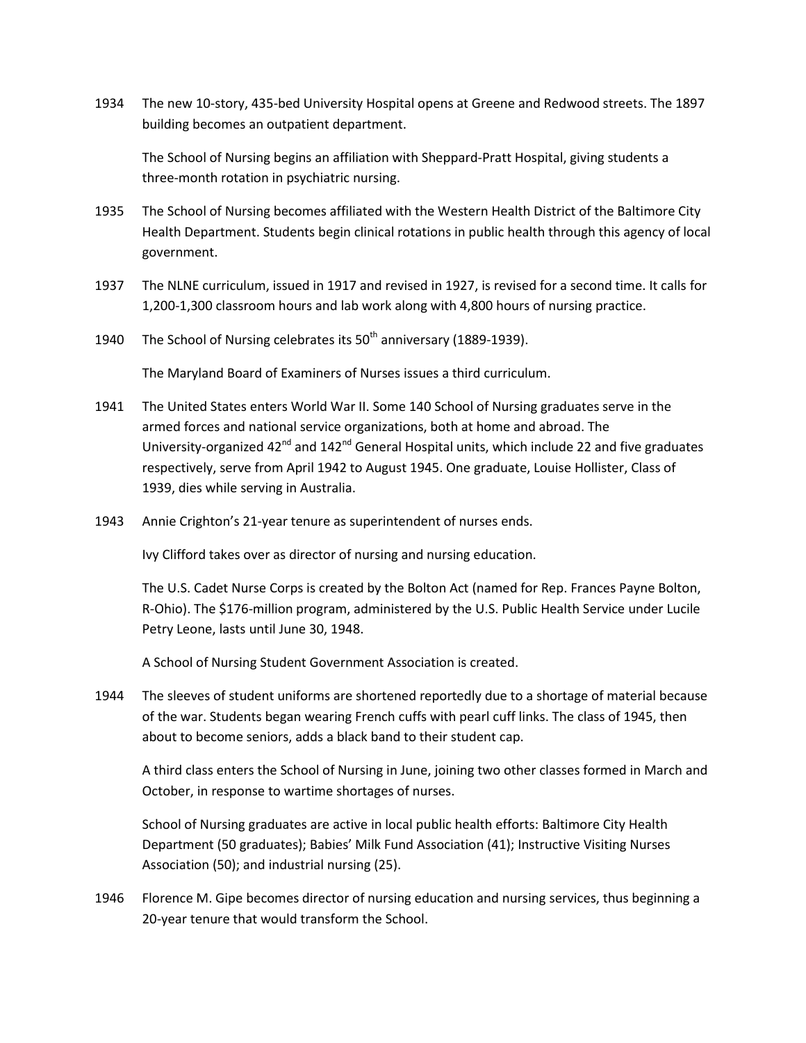1934 The new 10-story, 435-bed University Hospital opens at Greene and Redwood streets. The 1897 building becomes an outpatient department.

The School of Nursing begins an affiliation with Sheppard-Pratt Hospital, giving students a three-month rotation in psychiatric nursing.

1935 The School of Nursing becomes affiliated with the Western Health District of the Baltimore City Health Department. Students begin clinical rotations in public health through this agency of local government.

1937 The NLNE curriculum, issued in 1917 and revised in 1927, is revised for a second time. It calls for 1,200-1,300 classroom hours and lab work along with 4,800 hours of nursing practice.

1940 The School of Nursing celebrates its 50th anniversary (1889-1939).

The Maryland Board of Examiners of Nurses issues a third curriculum.

1941 The United States enters World War II. Some 140 School of Nursing graduates serve in the armed forces and national service organizations, both at home and abroad. The University-organized 42nd and 142nd General Hospital units, which include 22 and five graduates respectively, serve from April 1942 to August 1945. One graduate, Louise Hollister, Class of 1939, dies while serving in Australia.

1943 Annie Crighton's 21-year tenure as superintendent of nurses ends.

Ivy Clifford takes over as director of nursing and nursing education.

The U.S. Cadet Nurse Corps is created by the Bolton Act (named for Rep. Frances Payne Bolton, R-Ohio). The $176-million program, administered by the U.S. Public Health Service under Lucile Petry Leone, lasts until June 30, 1948.

A School of Nursing Student Government Association is created.

1944 The sleeves of student uniforms are shortened reportedly due to a shortage of material because of the war. Students began wearing French cuffs with pearl cuff links. The class of 1945, then about to become seniors, adds a black band to their student cap.

A third class enters the School of Nursing in June, joining two other classes formed in March and October, in response to wartime shortages of nurses.

School of Nursing graduates are active in local public health efforts: Baltimore City Health Department (50 graduates); Babies' Milk Fund Association (41); Instructive Visiting Nurses Association (50); and industrial nursing (25).

1946 Florence M. Gipe becomes director of nursing education and nursing services, thus beginning a 20-year tenure that would transform the School.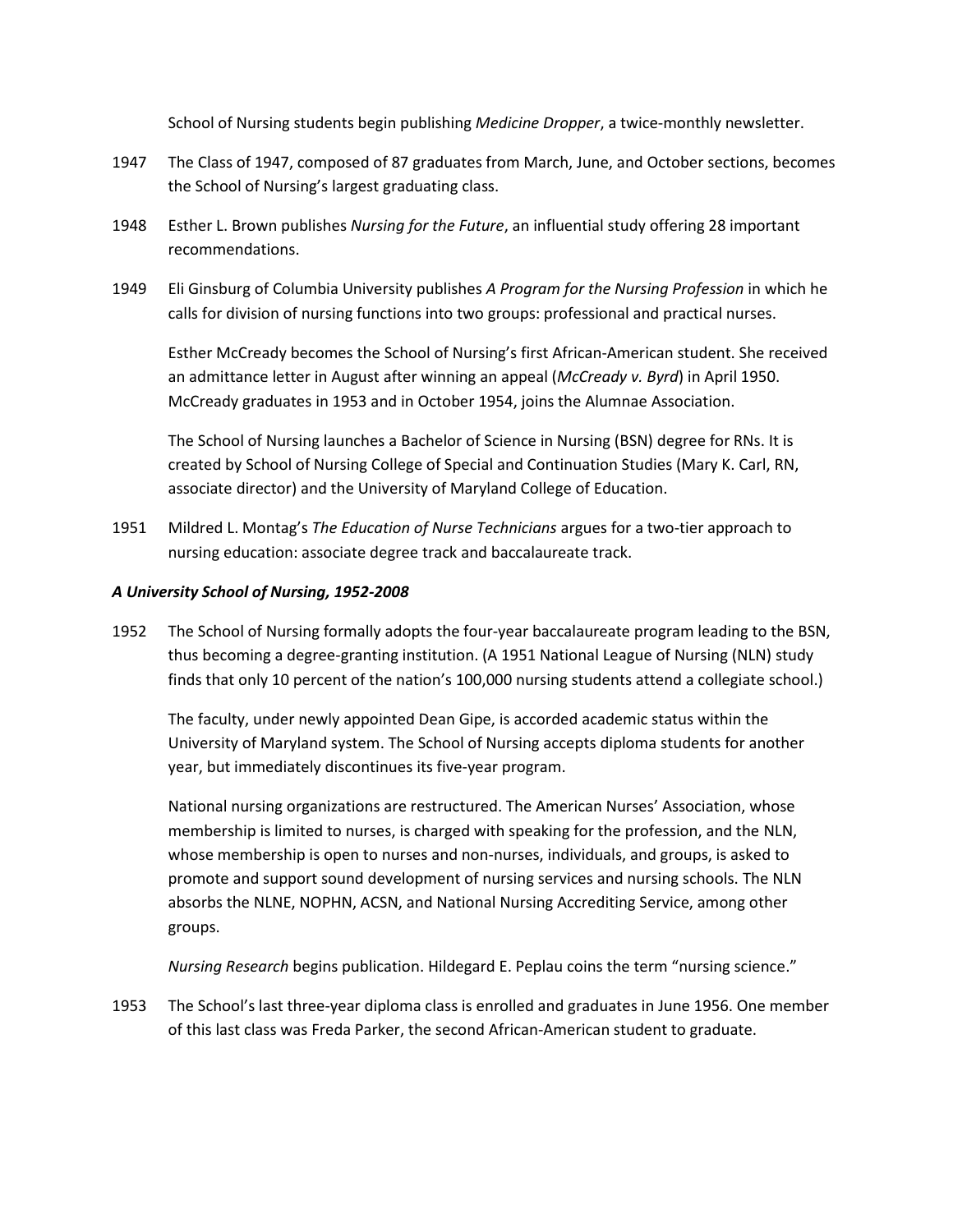School of Nursing students begin publishing *Medicine Dropper*, a twice-monthly newsletter.

1947 The Class of 1947, composed of 87 graduates from March, June, and October sections, becomes the School of Nursing's largest graduating class.

1948 Esther L. Brown publishes *Nursing for the Future*, an influential study offering 28 important recommendations.

1949 Eli Ginsburg of Columbia University publishes *A Program for the Nursing Profession* in which he calls for division of nursing functions into two groups: professional and practical nurses.

Esther McCready becomes the School of Nursing's first African-American student. She received an admittance letter in August after winning an appeal (*McCready v. Byrd*) in April 1950. McCready graduates in 1953 and in October 1954, joins the Alumnae Association.

The School of Nursing launches a Bachelor of Science in Nursing (BSN) degree for RNs. It is created by School of Nursing College of Special and Continuation Studies (Mary K. Carl, RN, associate director) and the University of Maryland College of Education.

1951 Mildred L. Montag's *The Education of Nurse Technicians* argues for a two-tier approach to nursing education: associate degree track and baccalaureate track.

### *A University School of Nursing, 1952-2008*

1952 The School of Nursing formally adopts the four-year baccalaureate program leading to the BSN, thus becoming a degree-granting institution. (A 1951 National League of Nursing (NLN) study finds that only 10 percent of the nation's 100,000 nursing students attend a collegiate school.)

The faculty, under newly appointed Dean Gipe, is accorded academic status within the University of Maryland system. The School of Nursing accepts diploma students for another year, but immediately discontinues its five-year program.

National nursing organizations are restructured. The American Nurses' Association, whose membership is limited to nurses, is charged with speaking for the profession, and the NLN, whose membership is open to nurses and non-nurses, individuals, and groups, is asked to promote and support sound development of nursing services and nursing schools. The NLN absorbs the NLNE, NOPHN, ACSN, and National Nursing Accrediting Service, among other groups.

*Nursing Research* begins publication. Hildegard E. Peplau coins the term "nursing science."

1953 The School's last three-year diploma class is enrolled and graduates in June 1956. One member of this last class was Freda Parker, the second African-American student to graduate.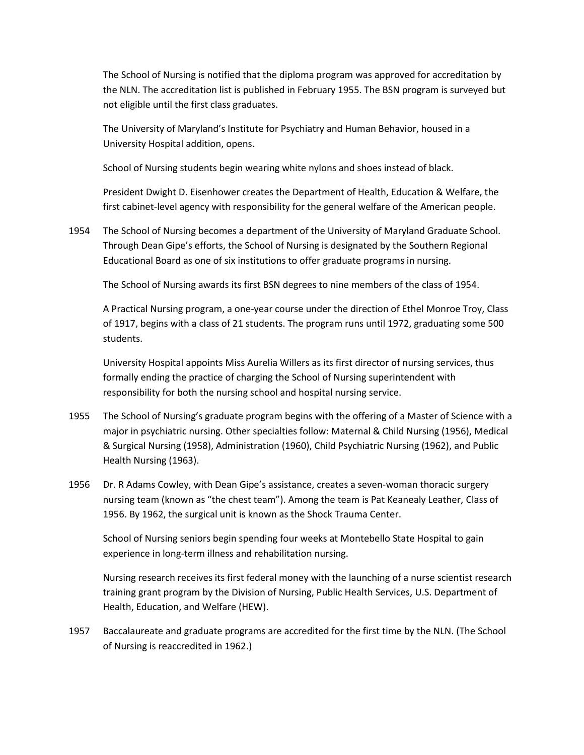The School of Nursing is notified that the diploma program was approved for accreditation by the NLN. The accreditation list is published in February 1955. The BSN program is surveyed but not eligible until the first class graduates.

The University of Maryland's Institute for Psychiatry and Human Behavior, housed in a University Hospital addition, opens.

School of Nursing students begin wearing white nylons and shoes instead of black.

President Dwight D. Eisenhower creates the Department of Health, Education & Welfare, the first cabinet-level agency with responsibility for the general welfare of the American people.

1954 The School of Nursing becomes a department of the University of Maryland Graduate School. Through Dean Gipe's efforts, the School of Nursing is designated by the Southern Regional Educational Board as one of six institutions to offer graduate programs in nursing.

The School of Nursing awards its first BSN degrees to nine members of the class of 1954.

A Practical Nursing program, a one-year course under the direction of Ethel Monroe Troy, Class of 1917, begins with a class of 21 students. The program runs until 1972, graduating some 500 students.

University Hospital appoints Miss Aurelia Willers as its first director of nursing services, thus formally ending the practice of charging the School of Nursing superintendent with responsibility for both the nursing school and hospital nursing service.

1955 The School of Nursing's graduate program begins with the offering of a Master of Science with a major in psychiatric nursing. Other specialties follow: Maternal & Child Nursing (1956), Medical & Surgical Nursing (1958), Administration (1960), Child Psychiatric Nursing (1962), and Public Health Nursing (1963).

1956 Dr. R Adams Cowley, with Dean Gipe's assistance, creates a seven-woman thoracic surgery nursing team (known as "the chest team"). Among the team is Pat Keanealy Leather, Class of 1956. By 1962, the surgical unit is known as the Shock Trauma Center.

School of Nursing seniors begin spending four weeks at Montebello State Hospital to gain experience in long-term illness and rehabilitation nursing.

Nursing research receives its first federal money with the launching of a nurse scientist research training grant program by the Division of Nursing, Public Health Services, U.S. Department of Health, Education, and Welfare (HEW).

1957 Baccalaureate and graduate programs are accredited for the first time by the NLN. (The School of Nursing is reaccredited in 1962.)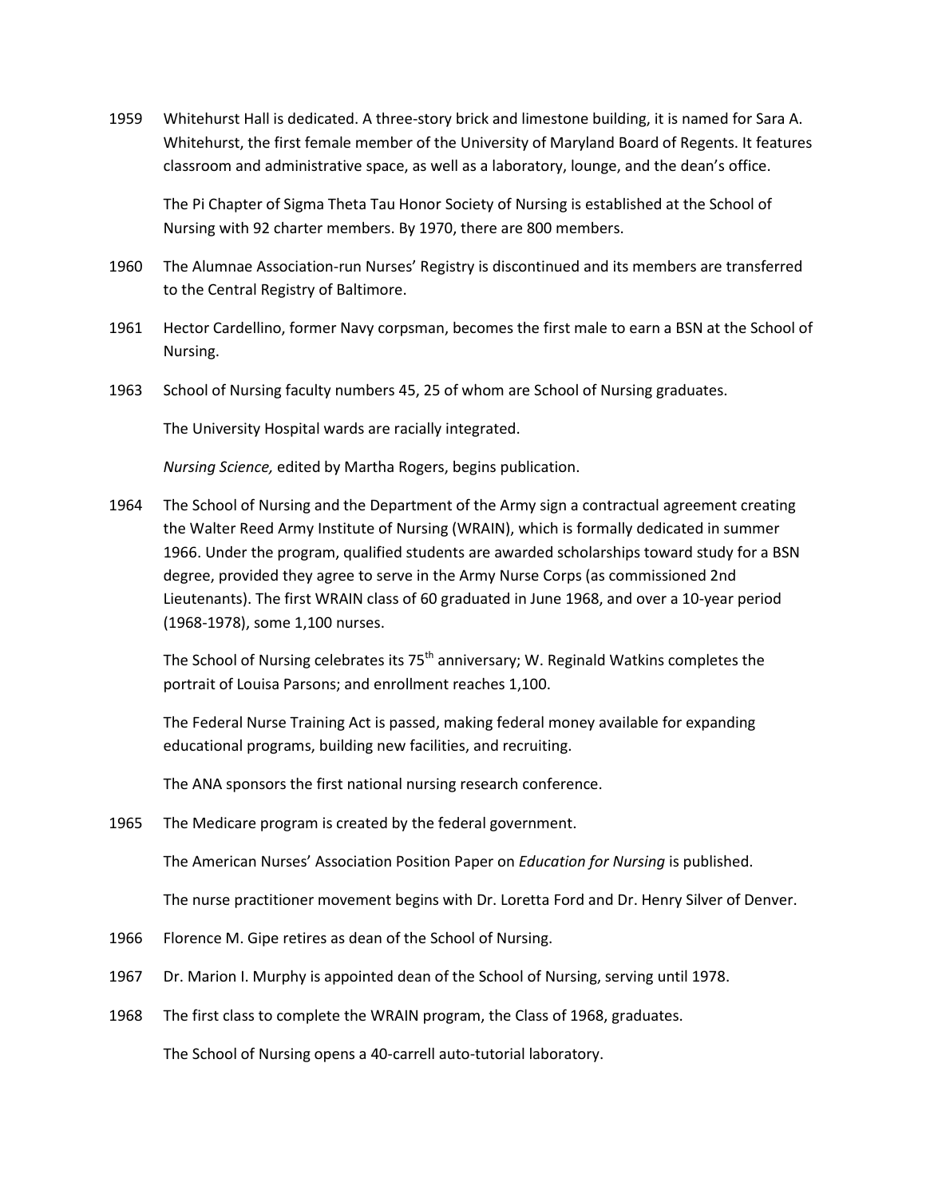1959 Whitehurst Hall is dedicated. A three-story brick and limestone building, it is named for Sara A. Whitehurst, the first female member of the University of Maryland Board of Regents. It features classroom and administrative space, as well as a laboratory, lounge, and the dean's office.

The Pi Chapter of Sigma Theta Tau Honor Society of Nursing is established at the School of Nursing with 92 charter members. By 1970, there are 800 members.

1960 The Alumnae Association-run Nurses' Registry is discontinued and its members are transferred to the Central Registry of Baltimore.

1961 Hector Cardellino, former Navy corpsman, becomes the first male to earn a BSN at the School of Nursing.

1963 School of Nursing faculty numbers 45, 25 of whom are School of Nursing graduates.

The University Hospital wards are racially integrated.

*Nursing Science,* edited by Martha Rogers, begins publication.

1964 The School of Nursing and the Department of the Army sign a contractual agreement creating the Walter Reed Army Institute of Nursing (WRAIN), which is formally dedicated in summer 1966. Under the program, qualified students are awarded scholarships toward study for a BSN degree, provided they agree to serve in the Army Nurse Corps (as commissioned 2nd Lieutenants). The first WRAIN class of 60 graduated in June 1968, and over a 10-year period (1968-1978), some 1,100 nurses.

The School of Nursing celebrates its 75th anniversary; W. Reginald Watkins completes the portrait of Louisa Parsons; and enrollment reaches 1,100.

The Federal Nurse Training Act is passed, making federal money available for expanding educational programs, building new facilities, and recruiting.

The ANA sponsors the first national nursing research conference.

1965 The Medicare program is created by the federal government.

The American Nurses' Association Position Paper on *Education for Nursing* is published.

The nurse practitioner movement begins with Dr. Loretta Ford and Dr. Henry Silver of Denver.

1966 Florence M. Gipe retires as dean of the School of Nursing.

1967 Dr. Marion I. Murphy is appointed dean of the School of Nursing, serving until 1978.

1968 The first class to complete the WRAIN program, the Class of 1968, graduates.

The School of Nursing opens a 40-carrell auto-tutorial laboratory.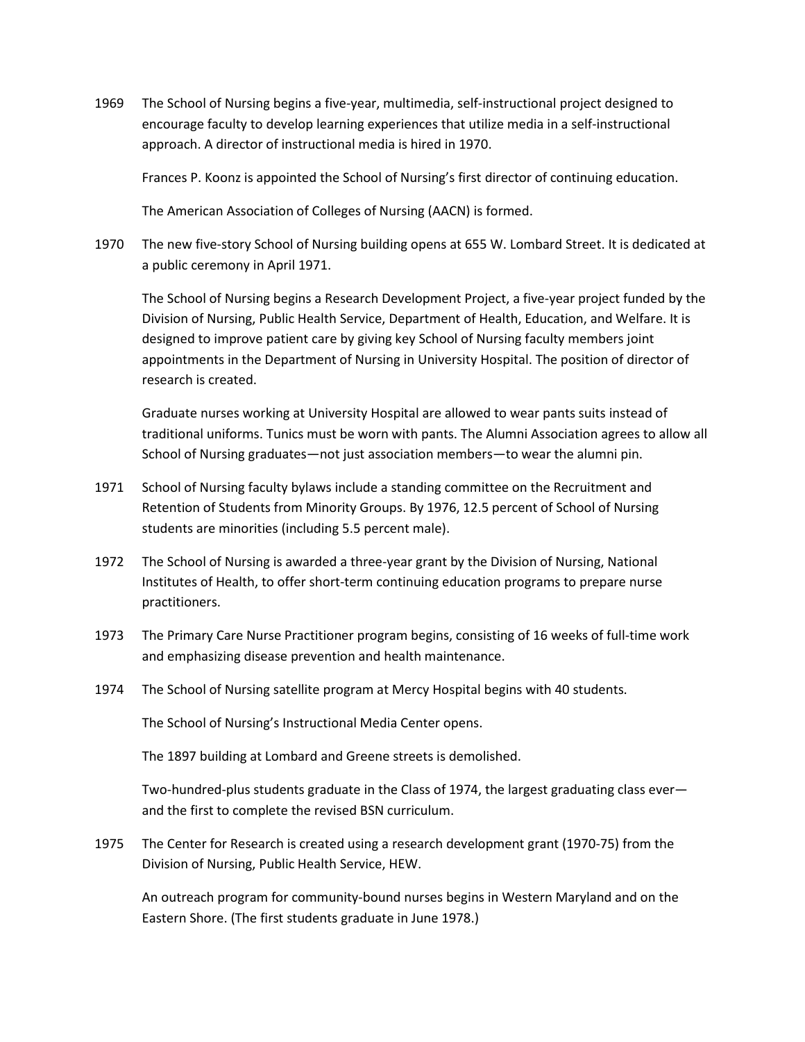1969 The School of Nursing begins a five-year, multimedia, self-instructional project designed to encourage faculty to develop learning experiences that utilize media in a self-instructional approach. A director of instructional media is hired in 1970.

Frances P. Koonz is appointed the School of Nursing's first director of continuing education.

The American Association of Colleges of Nursing (AACN) is formed.

1970 The new five-story School of Nursing building opens at 655 W. Lombard Street. It is dedicated at a public ceremony in April 1971.

The School of Nursing begins a Research Development Project, a five-year project funded by the Division of Nursing, Public Health Service, Department of Health, Education, and Welfare. It is designed to improve patient care by giving key School of Nursing faculty members joint appointments in the Department of Nursing in University Hospital. The position of director of research is created.

Graduate nurses working at University Hospital are allowed to wear pants suits instead of traditional uniforms. Tunics must be worn with pants. The Alumni Association agrees to allow all School of Nursing graduates—not just association members—to wear the alumni pin.

1971 School of Nursing faculty bylaws include a standing committee on the Recruitment and Retention of Students from Minority Groups. By 1976, 12.5 percent of School of Nursing students are minorities (including 5.5 percent male).

1972 The School of Nursing is awarded a three-year grant by the Division of Nursing, National Institutes of Health, to offer short-term continuing education programs to prepare nurse practitioners.

1973 The Primary Care Nurse Practitioner program begins, consisting of 16 weeks of full-time work and emphasizing disease prevention and health maintenance.

1974 The School of Nursing satellite program at Mercy Hospital begins with 40 students.

The School of Nursing's Instructional Media Center opens.

The 1897 building at Lombard and Greene streets is demolished.

Two-hundred-plus students graduate in the Class of 1974, the largest graduating class ever—and the first to complete the revised BSN curriculum.

1975 The Center for Research is created using a research development grant (1970-75) from the Division of Nursing, Public Health Service, HEW.

An outreach program for community-bound nurses begins in Western Maryland and on the Eastern Shore. (The first students graduate in June 1978.)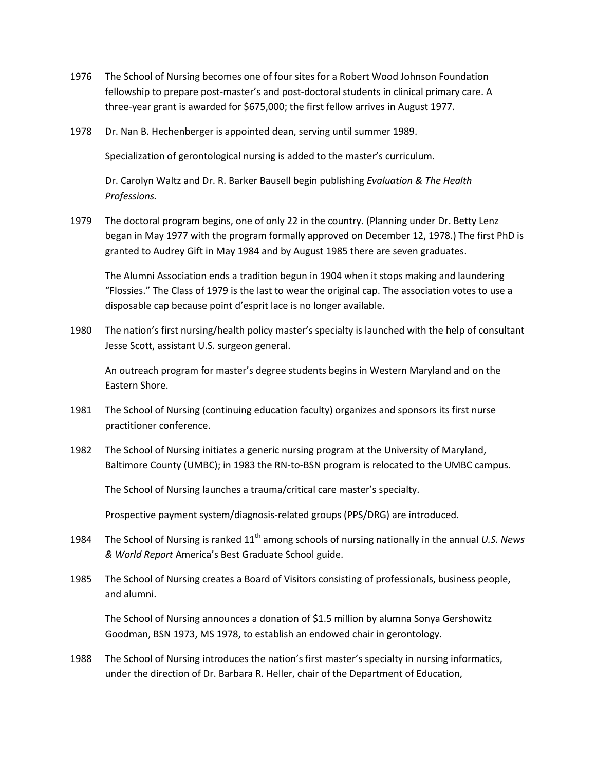1976 The School of Nursing becomes one of four sites for a Robert Wood Johnson Foundation fellowship to prepare post-master's and post-doctoral students in clinical primary care. A three-year grant is awarded for $675,000; the first fellow arrives in August 1977.

1978 Dr. Nan B. Hechenberger is appointed dean, serving until summer 1989.

Specialization of gerontological nursing is added to the master's curriculum.

Dr. Carolyn Waltz and Dr. R. Barker Bausell begin publishing *Evaluation & The Health Professions.*

1979 The doctoral program begins, one of only 22 in the country. (Planning under Dr. Betty Lenz began in May 1977 with the program formally approved on December 12, 1978.) The first PhD is granted to Audrey Gift in May 1984 and by August 1985 there are seven graduates.

The Alumni Association ends a tradition begun in 1904 when it stops making and laundering "Flossies." The Class of 1979 is the last to wear the original cap. The association votes to use a disposable cap because point d'esprit lace is no longer available.

1980 The nation's first nursing/health policy master's specialty is launched with the help of consultant Jesse Scott, assistant U.S. surgeon general.

An outreach program for master's degree students begins in Western Maryland and on the Eastern Shore.

1981 The School of Nursing (continuing education faculty) organizes and sponsors its first nurse practitioner conference.

1982 The School of Nursing initiates a generic nursing program at the University of Maryland, Baltimore County (UMBC); in 1983 the RN-to-BSN program is relocated to the UMBC campus.

The School of Nursing launches a trauma/critical care master's specialty.

Prospective payment system/diagnosis-related groups (PPS/DRG) are introduced.

1984 The School of Nursing is ranked 11th among schools of nursing nationally in the annual *U.S. News & World Report* America's Best Graduate School guide.

1985 The School of Nursing creates a Board of Visitors consisting of professionals, business people, and alumni.

The School of Nursing announces a donation of $1.5 million by alumna Sonya Gershowitz Goodman, BSN 1973, MS 1978, to establish an endowed chair in gerontology.

1988 The School of Nursing introduces the nation's first master's specialty in nursing informatics, under the direction of Dr. Barbara R. Heller, chair of the Department of Education,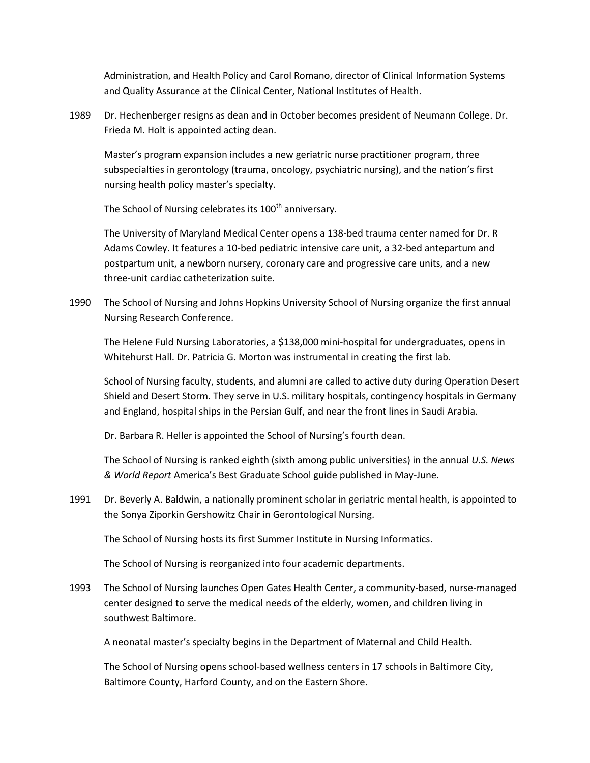Administration, and Health Policy and Carol Romano, director of Clinical Information Systems and Quality Assurance at the Clinical Center, National Institutes of Health.

1989 Dr. Hechenberger resigns as dean and in October becomes president of Neumann College. Dr. Frieda M. Holt is appointed acting dean.

Master's program expansion includes a new geriatric nurse practitioner program, three subspecialties in gerontology (trauma, oncology, psychiatric nursing), and the nation's first nursing health policy master's specialty.

The School of Nursing celebrates its 100th anniversary.

The University of Maryland Medical Center opens a 138-bed trauma center named for Dr. R Adams Cowley. It features a 10-bed pediatric intensive care unit, a 32-bed antepartum and postpartum unit, a newborn nursery, coronary care and progressive care units, and a new three-unit cardiac catheterization suite.

1990 The School of Nursing and Johns Hopkins University School of Nursing organize the first annual Nursing Research Conference.

The Helene Fuld Nursing Laboratories, a $138,000 mini-hospital for undergraduates, opens in Whitehurst Hall. Dr. Patricia G. Morton was instrumental in creating the first lab.

School of Nursing faculty, students, and alumni are called to active duty during Operation Desert Shield and Desert Storm. They serve in U.S. military hospitals, contingency hospitals in Germany and England, hospital ships in the Persian Gulf, and near the front lines in Saudi Arabia.

Dr. Barbara R. Heller is appointed the School of Nursing's fourth dean.

The School of Nursing is ranked eighth (sixth among public universities) in the annual *U.S. News & World Report* America's Best Graduate School guide published in May-June.

1991 Dr. Beverly A. Baldwin, a nationally prominent scholar in geriatric mental health, is appointed to the Sonya Ziporkin Gershowitz Chair in Gerontological Nursing.

The School of Nursing hosts its first Summer Institute in Nursing Informatics.

The School of Nursing is reorganized into four academic departments.

1993 The School of Nursing launches Open Gates Health Center, a community-based, nurse-managed center designed to serve the medical needs of the elderly, women, and children living in southwest Baltimore.

A neonatal master's specialty begins in the Department of Maternal and Child Health.

The School of Nursing opens school-based wellness centers in 17 schools in Baltimore City, Baltimore County, Harford County, and on the Eastern Shore.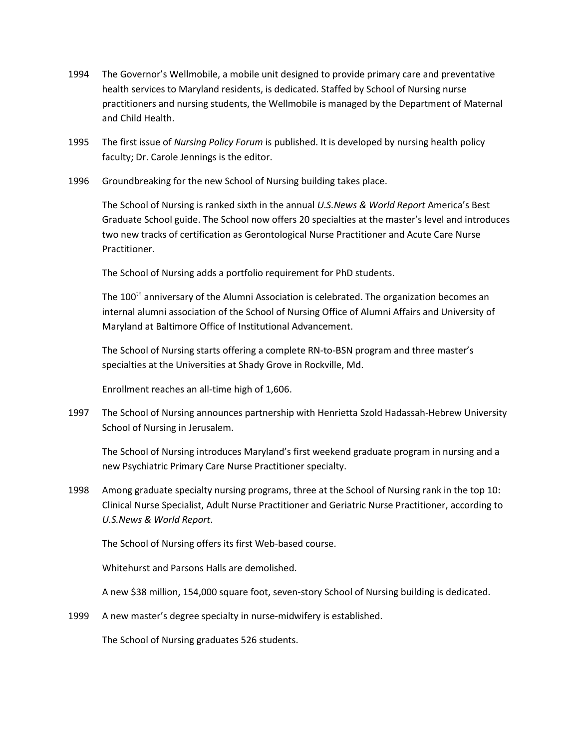1994 The Governor's Wellmobile, a mobile unit designed to provide primary care and preventative health services to Maryland residents, is dedicated. Staffed by School of Nursing nurse practitioners and nursing students, the Wellmobile is managed by the Department of Maternal and Child Health.

1995 The first issue of *Nursing Policy Forum* is published. It is developed by nursing health policy faculty; Dr. Carole Jennings is the editor.

1996 Groundbreaking for the new School of Nursing building takes place.

The School of Nursing is ranked sixth in the annual *U.S.News & World Report* America's Best Graduate School guide. The School now offers 20 specialties at the master's level and introduces two new tracks of certification as Gerontological Nurse Practitioner and Acute Care Nurse Practitioner.

The School of Nursing adds a portfolio requirement for PhD students.

The 100th anniversary of the Alumni Association is celebrated. The organization becomes an internal alumni association of the School of Nursing Office of Alumni Affairs and University of Maryland at Baltimore Office of Institutional Advancement.

The School of Nursing starts offering a complete RN-to-BSN program and three master's specialties at the Universities at Shady Grove in Rockville, Md.

Enrollment reaches an all-time high of 1,606.

1997 The School of Nursing announces partnership with Henrietta Szold Hadassah-Hebrew University School of Nursing in Jerusalem.

The School of Nursing introduces Maryland's first weekend graduate program in nursing and a new Psychiatric Primary Care Nurse Practitioner specialty.

1998 Among graduate specialty nursing programs, three at the School of Nursing rank in the top 10: Clinical Nurse Specialist, Adult Nurse Practitioner and Geriatric Nurse Practitioner, according to *U.S.News & World Report*.

The School of Nursing offers its first Web-based course.

Whitehurst and Parsons Halls are demolished.

A new $38 million, 154,000 square foot, seven-story School of Nursing building is dedicated.

1999 A new master's degree specialty in nurse-midwifery is established.

The School of Nursing graduates 526 students.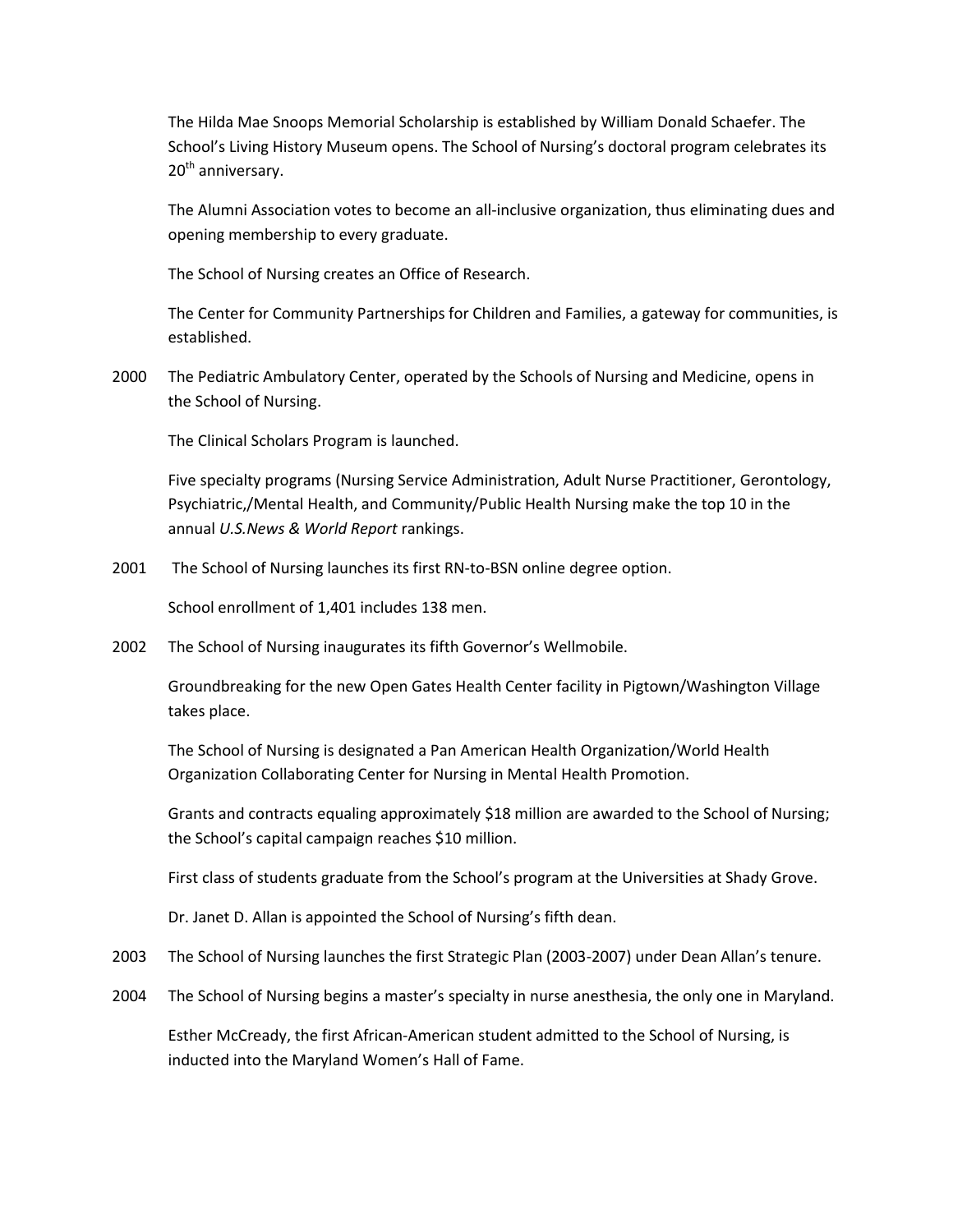The Hilda Mae Snoops Memorial Scholarship is established by William Donald Schaefer. The School's Living History Museum opens. The School of Nursing's doctoral program celebrates its 20th anniversary.

The Alumni Association votes to become an all-inclusive organization, thus eliminating dues and opening membership to every graduate.

The School of Nursing creates an Office of Research.

The Center for Community Partnerships for Children and Families, a gateway for communities, is established.

2000 The Pediatric Ambulatory Center, operated by the Schools of Nursing and Medicine, opens in the School of Nursing.

The Clinical Scholars Program is launched.

Five specialty programs (Nursing Service Administration, Adult Nurse Practitioner, Gerontology, Psychiatric,/Mental Health, and Community/Public Health Nursing make the top 10 in the annual *U.S.News & World Report* rankings.

2001 The School of Nursing launches its first RN-to-BSN online degree option.

School enrollment of 1,401 includes 138 men.

2002 The School of Nursing inaugurates its fifth Governor's Wellmobile.

Groundbreaking for the new Open Gates Health Center facility in Pigtown/Washington Village takes place.

The School of Nursing is designated a Pan American Health Organization/World Health Organization Collaborating Center for Nursing in Mental Health Promotion.

Grants and contracts equaling approximately $18 million are awarded to the School of Nursing; the School's capital campaign reaches $10 million.

First class of students graduate from the School's program at the Universities at Shady Grove.

Dr. Janet D. Allan is appointed the School of Nursing's fifth dean.

2003 The School of Nursing launches the first Strategic Plan (2003-2007) under Dean Allan's tenure.

2004 The School of Nursing begins a master's specialty in nurse anesthesia, the only one in Maryland.

Esther McCready, the first African-American student admitted to the School of Nursing, is inducted into the Maryland Women's Hall of Fame.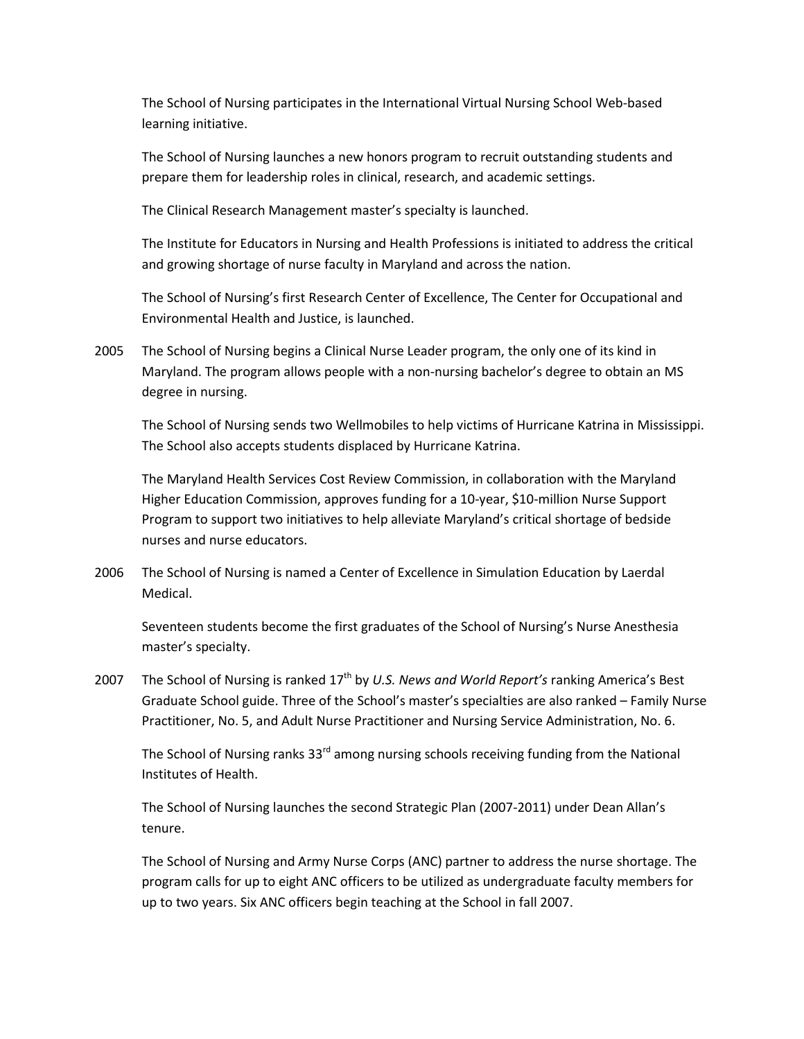The School of Nursing participates in the International Virtual Nursing School Web-based learning initiative.

The School of Nursing launches a new honors program to recruit outstanding students and prepare them for leadership roles in clinical, research, and academic settings.

The Clinical Research Management master's specialty is launched.

The Institute for Educators in Nursing and Health Professions is initiated to address the critical and growing shortage of nurse faculty in Maryland and across the nation.

The School of Nursing's first Research Center of Excellence, The Center for Occupational and Environmental Health and Justice, is launched.

2005 The School of Nursing begins a Clinical Nurse Leader program, the only one of its kind in Maryland. The program allows people with a non-nursing bachelor's degree to obtain an MS degree in nursing.

The School of Nursing sends two Wellmobiles to help victims of Hurricane Katrina in Mississippi. The School also accepts students displaced by Hurricane Katrina.

The Maryland Health Services Cost Review Commission, in collaboration with the Maryland Higher Education Commission, approves funding for a 10-year, $10-million Nurse Support Program to support two initiatives to help alleviate Maryland's critical shortage of bedside nurses and nurse educators.

2006 The School of Nursing is named a Center of Excellence in Simulation Education by Laerdal Medical.

Seventeen students become the first graduates of the School of Nursing's Nurse Anesthesia master's specialty.

2007 The School of Nursing is ranked 17th by *U.S. News and World Report's* ranking America's Best Graduate School guide. Three of the School's master's specialties are also ranked – Family Nurse Practitioner, No. 5, and Adult Nurse Practitioner and Nursing Service Administration, No. 6.

The School of Nursing ranks 33rd among nursing schools receiving funding from the National Institutes of Health.

The School of Nursing launches the second Strategic Plan (2007-2011) under Dean Allan's tenure.

The School of Nursing and Army Nurse Corps (ANC) partner to address the nurse shortage. The program calls for up to eight ANC officers to be utilized as undergraduate faculty members for up to two years. Six ANC officers begin teaching at the School in fall 2007.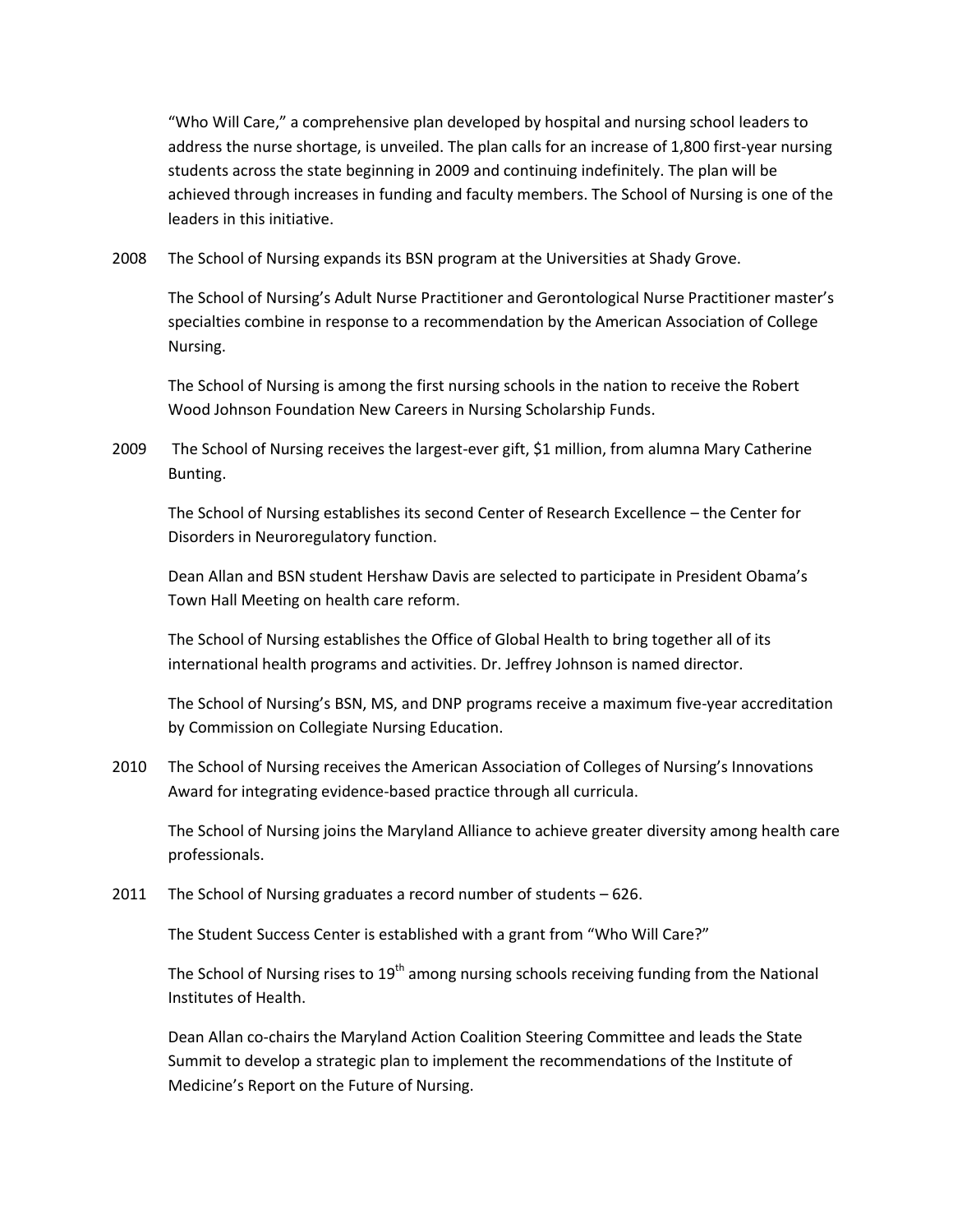"Who Will Care," a comprehensive plan developed by hospital and nursing school leaders to address the nurse shortage, is unveiled. The plan calls for an increase of 1,800 first-year nursing students across the state beginning in 2009 and continuing indefinitely. The plan will be achieved through increases in funding and faculty members. The School of Nursing is one of the leaders in this initiative.

2008 The School of Nursing expands its BSN program at the Universities at Shady Grove.

The School of Nursing's Adult Nurse Practitioner and Gerontological Nurse Practitioner master's specialties combine in response to a recommendation by the American Association of College Nursing.

The School of Nursing is among the first nursing schools in the nation to receive the Robert Wood Johnson Foundation New Careers in Nursing Scholarship Funds.

2009 The School of Nursing receives the largest-ever gift, $1 million, from alumna Mary Catherine Bunting.

The School of Nursing establishes its second Center of Research Excellence – the Center for Disorders in Neuroregulatory function.

Dean Allan and BSN student Hershaw Davis are selected to participate in President Obama's Town Hall Meeting on health care reform.

The School of Nursing establishes the Office of Global Health to bring together all of its international health programs and activities. Dr. Jeffrey Johnson is named director.

The School of Nursing's BSN, MS, and DNP programs receive a maximum five-year accreditation by Commission on Collegiate Nursing Education.

2010 The School of Nursing receives the American Association of Colleges of Nursing's Innovations Award for integrating evidence-based practice through all curricula.

The School of Nursing joins the Maryland Alliance to achieve greater diversity among health care professionals.

2011 The School of Nursing graduates a record number of students – 626.

The Student Success Center is established with a grant from "Who Will Care?"

The School of Nursing rises to 19th among nursing schools receiving funding from the National Institutes of Health.

Dean Allan co-chairs the Maryland Action Coalition Steering Committee and leads the State Summit to develop a strategic plan to implement the recommendations of the Institute of Medicine's Report on the Future of Nursing.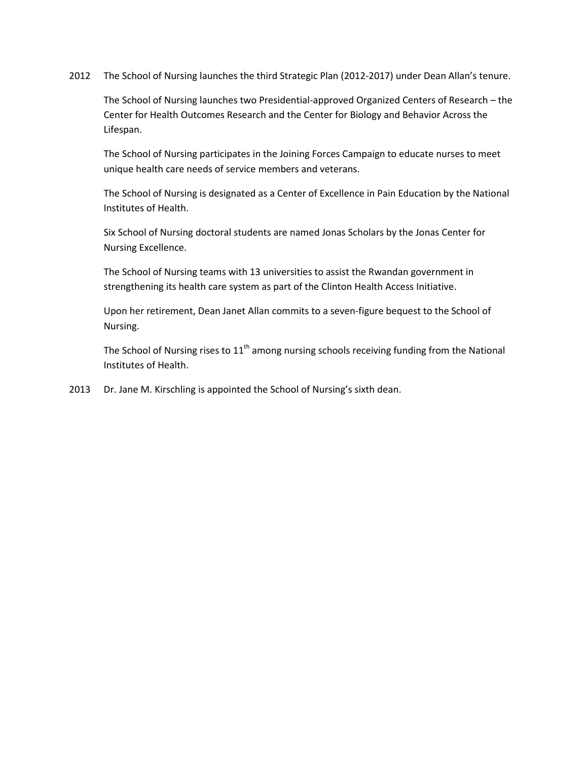2012 The School of Nursing launches the third Strategic Plan (2012-2017) under Dean Allan's tenure.

The School of Nursing launches two Presidential-approved Organized Centers of Research – the Center for Health Outcomes Research and the Center for Biology and Behavior Across the Lifespan.

The School of Nursing participates in the Joining Forces Campaign to educate nurses to meet unique health care needs of service members and veterans.

The School of Nursing is designated as a Center of Excellence in Pain Education by the National Institutes of Health.

Six School of Nursing doctoral students are named Jonas Scholars by the Jonas Center for Nursing Excellence.

The School of Nursing teams with 13 universities to assist the Rwandan government in strengthening its health care system as part of the Clinton Health Access Initiative.

Upon her retirement, Dean Janet Allan commits to a seven-figure bequest to the School of Nursing.

The School of Nursing rises to 11th among nursing schools receiving funding from the National Institutes of Health.

2013 Dr. Jane M. Kirschling is appointed the School of Nursing's sixth dean.